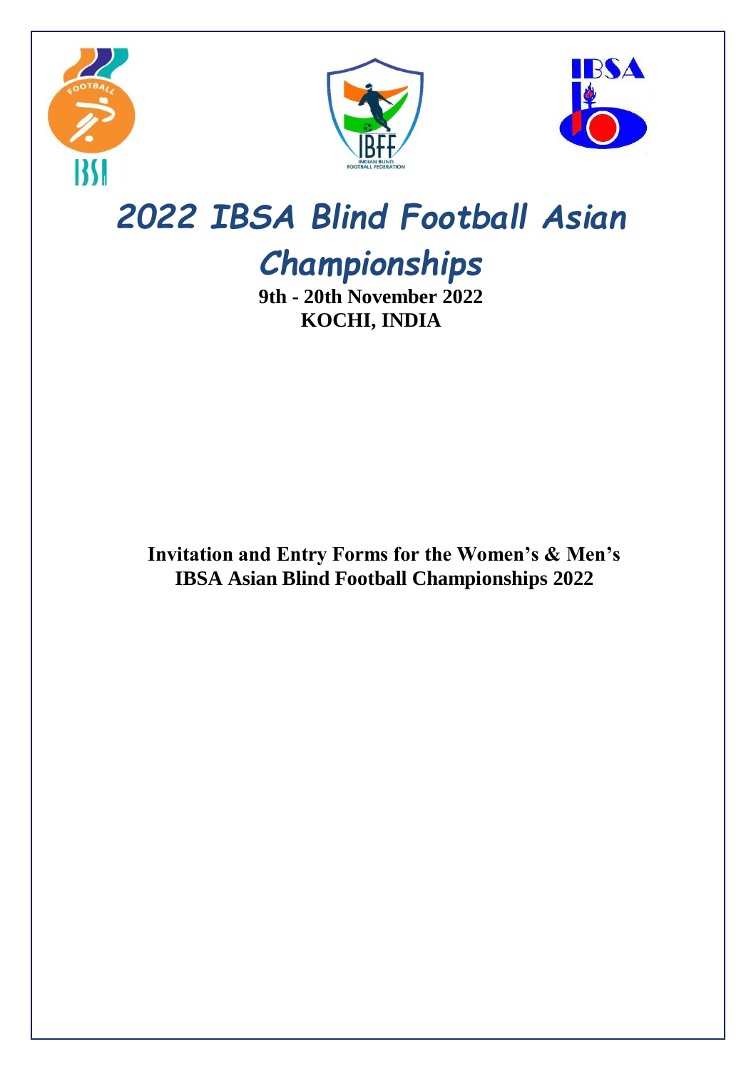# *2022 IBSA Blind Football Asian Championships*

**9th - 20th November 2022**
**KOCHI, INDIA**

**Invitation and Entry Forms for the Women's & Men's IBSA Asian Blind Football Championships 2022**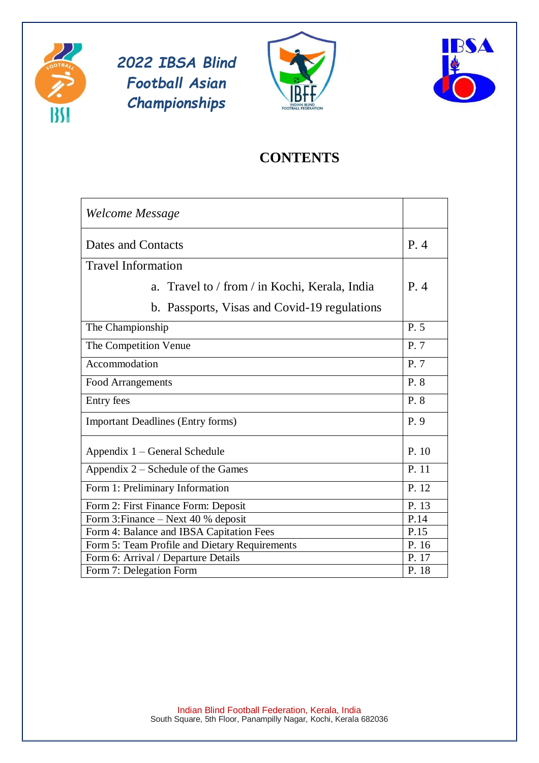# 2022 IBSA Blind Football Asian Championships

## CONTENTS

| | |
|---|---|
| *Welcome Message* | |
| Dates and Contacts | P. 4 |
| Travel Information<br>a. Travel to / from / in Kochi, Kerala, India<br>b. Passports, Visas and Covid-19 regulations | P. 4 |
| The Championship | P. 5 |
| The Competition Venue | P. 7 |
| Accommodation | P. 7 |
| Food Arrangements | P. 8 |
| Entry fees | P. 8 |
| Important Deadlines (Entry forms) | P. 9 |
| Appendix 1 – General Schedule | P. 10 |
| Appendix 2 – Schedule of the Games | P. 11 |
| Form 1: Preliminary Information | P. 12 |
| Form 2: First Finance Form: Deposit | P. 13 |
| Form 3:Finance – Next 40 % deposit | P.14 |
| Form 4: Balance and IBSA Capitation Fees | P.15 |
| Form 5: Team Profile and Dietary Requirements | P. 16 |
| Form 6: Arrival / Departure Details | P. 17 |
| Form 7: Delegation Form | P. 18 |

Indian Blind Football Federation, Kerala, India
South Square, 5th Floor, Panampilly Nagar, Kochi, Kerala 682036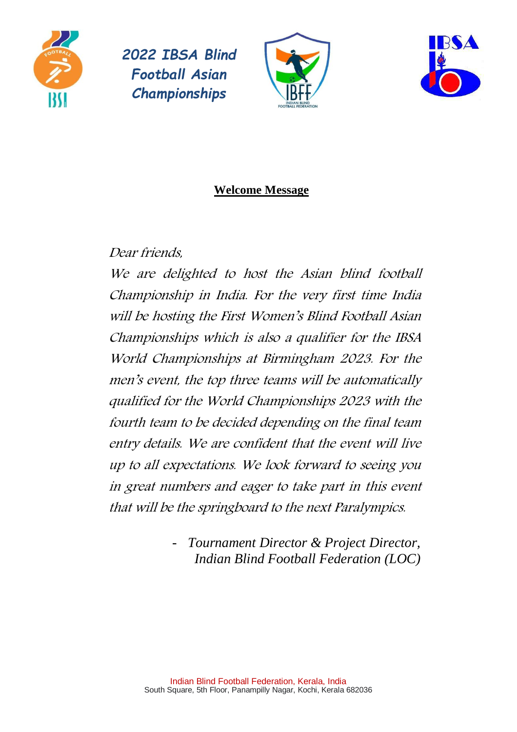*2022 IBSA Blind Football Asian Championships*

## Welcome Message

*Dear friends,*

*We are delighted to host the Asian blind football Championship in India. For the very first time India will be hosting the First Women's Blind Football Asian Championships which is also a qualifier for the IBSA World Championships at Birmingham 2023. For the men's event, the top three teams will be automatically qualified for the World Championships 2023 with the fourth team to be decided depending on the final team entry details. We are confident that the event will live up to all expectations. We look forward to seeing you in great numbers and eager to take part in this event that will be the springboard to the next Paralympics.*

*- Tournament Director & Project Director,*
*Indian Blind Football Federation (LOC)*

Indian Blind Football Federation, Kerala, India
South Square, 5th Floor, Panampilly Nagar, Kochi, Kerala 682036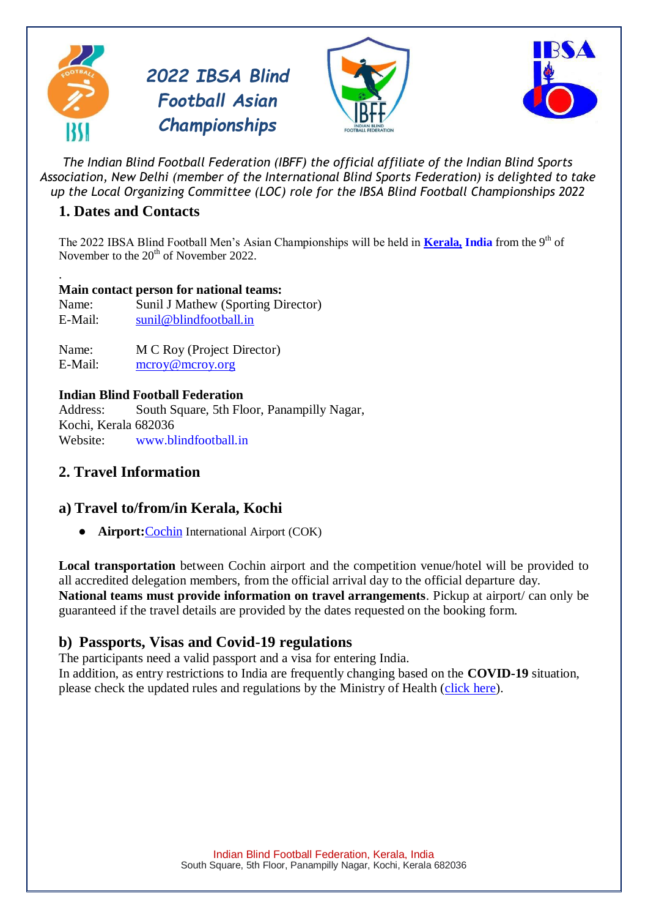# *2022 IBSA Blind Football Asian Championships*

*The Indian Blind Football Federation (IBFF) the official affiliate of the Indian Blind Sports Association, New Delhi (member of the International Blind Sports Federation) is delighted to take up the Local Organizing Committee (LOC) role for the IBSA Blind Football Championships 2022*

## 1. Dates and Contacts

The 2022 IBSA Blind Football Men's Asian Championships will be held in **Kerala, India** from the 9th of November to the 20th of November 2022.

.

**Main contact person for national teams:**

Name: Sunil J Mathew (Sporting Director)
E-Mail: sunil@blindfootball.in

Name: M C Roy (Project Director)
E-Mail: mcroy@mcroy.org

**Indian Blind Football Federation**
Address: South Square, 5th Floor, Panampilly Nagar, Kochi, Kerala 682036
Website: www.blindfootball.in

## 2. Travel Information

### a) Travel to/from/in Kerala, Kochi

- **Airport:** Cochin International Airport (COK)

**Local transportation** between Cochin airport and the competition venue/hotel will be provided to all accredited delegation members, from the official arrival day to the official departure day. **National teams must provide information on travel arrangements**. Pickup at airport/ can only be guaranteed if the travel details are provided by the dates requested on the booking form.

### b) Passports, Visas and Covid-19 regulations

The participants need a valid passport and a visa for entering India.
In addition, as entry restrictions to India are frequently changing based on the **COVID-19** situation, please check the updated rules and regulations by the Ministry of Health (click here).

Indian Blind Football Federation, Kerala, India
South Square, 5th Floor, Panampilly Nagar, Kochi, Kerala 682036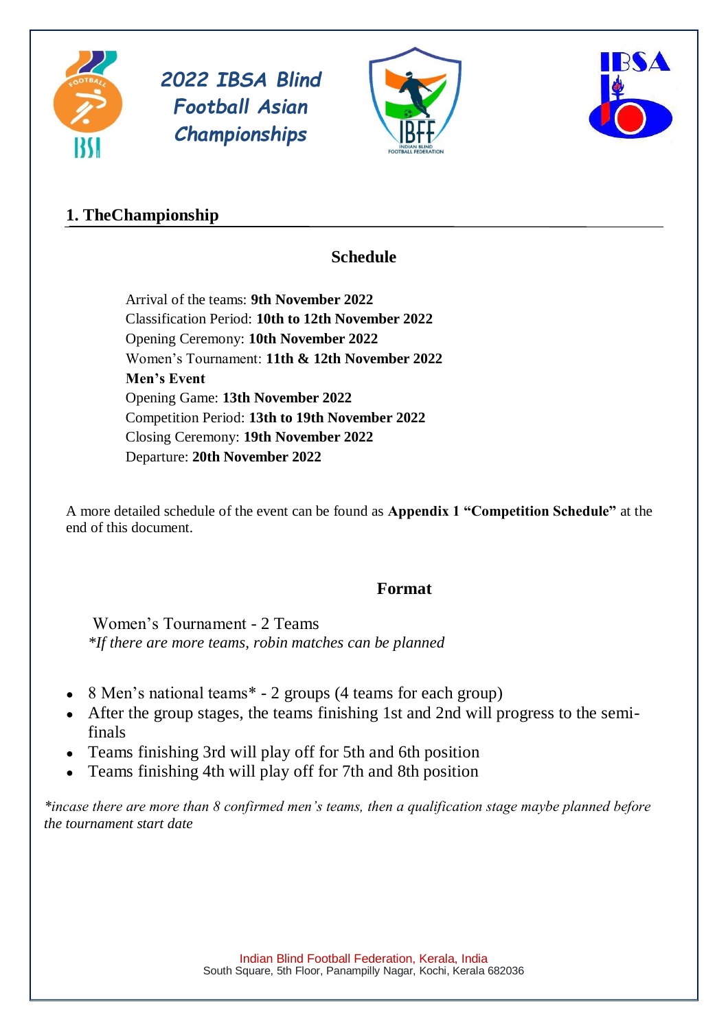*2022 IBSA Blind Football Asian Championships*

## 1. TheChampionship

### Schedule

Arrival of the teams: **9th November 2022**
Classification Period: **10th to 12th November 2022**
Opening Ceremony: **10th November 2022**
Women's Tournament: **11th & 12th November 2022**
**Men's Event**
Opening Game: **13th November 2022**
Competition Period: **13th to 19th November 2022**
Closing Ceremony: **19th November 2022**
Departure: **20th November 2022**

A more detailed schedule of the event can be found as **Appendix 1 "Competition Schedule"** at the end of this document.

### Format

Women's Tournament - 2 Teams
*\*If there are more teams, robin matches can be planned*

- 8 Men's national teams* - 2 groups (4 teams for each group)
- After the group stages, the teams finishing 1st and 2nd will progress to the semi-finals
- Teams finishing 3rd will play off for 5th and 6th position
- Teams finishing 4th will play off for 7th and 8th position

*\*incase there are more than 8 confirmed men's teams, then a qualification stage maybe planned before the tournament start date*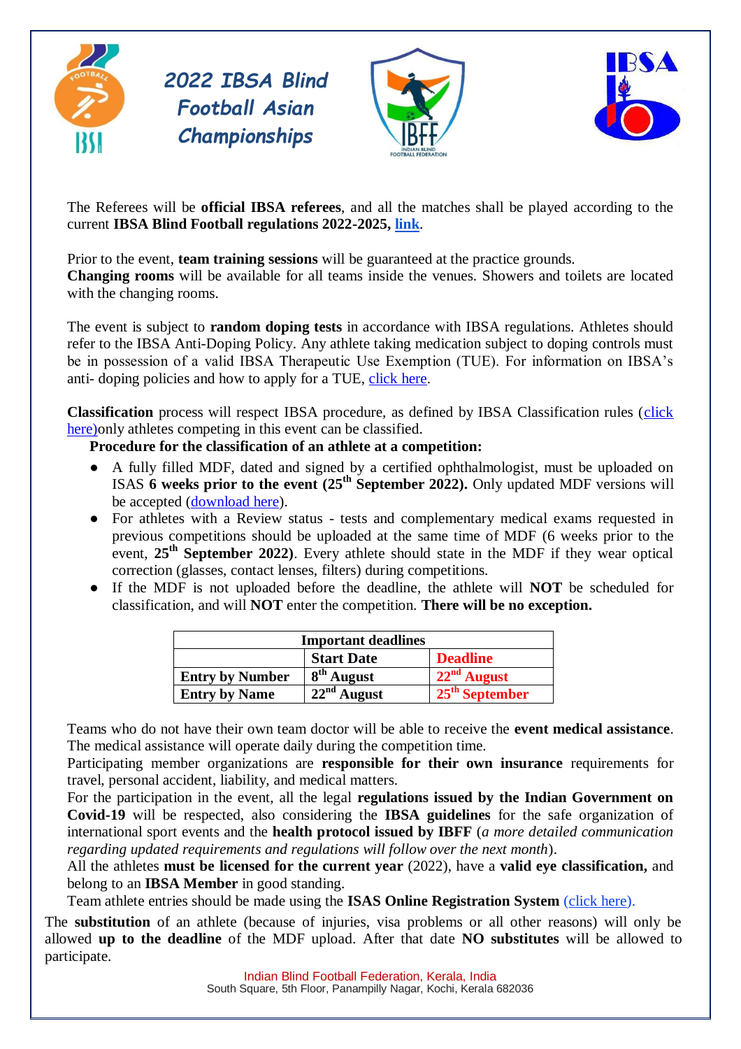2022 IBSA Blind Football Asian Championships

The Referees will be **official IBSA referees**, and all the matches shall be played according to the current **IBSA Blind Football regulations 2022-2025, link**.

Prior to the event, **team training sessions** will be guaranteed at the practice grounds.
**Changing rooms** will be available for all teams inside the venues. Showers and toilets are located with the changing rooms.

The event is subject to **random doping tests** in accordance with IBSA regulations. Athletes should refer to the IBSA Anti-Doping Policy. Any athlete taking medication subject to doping controls must be in possession of a valid IBSA Therapeutic Use Exemption (TUE). For information on IBSA's anti- doping policies and how to apply for a TUE, click here.

**Classification** process will respect IBSA procedure, as defined by IBSA Classification rules (click here)only athletes competing in this event can be classified.

**Procedure for the classification of an athlete at a competition:**

- A fully filled MDF, dated and signed by a certified ophthalmologist, must be uploaded on ISAS **6 weeks prior to the event (25th September 2022).** Only updated MDF versions will be accepted (download here).
- For athletes with a Review status - tests and complementary medical exams requested in previous competitions should be uploaded at the same time of MDF (6 weeks prior to the event, **25th September 2022)**. Every athlete should state in the MDF if they wear optical correction (glasses, contact lenses, filters) during competitions.
- If the MDF is not uploaded before the deadline, the athlete will **NOT** be scheduled for classification, and will **NOT** enter the competition. **There will be no exception.**

| **Important deadlines** | | |
|---|---|---|
| | **Start Date** | **Deadline** |
| **Entry by Number** | **8th August** | **22nd August** |
| **Entry by Name** | **22nd August** | **25th September** |

Teams who do not have their own team doctor will be able to receive the **event medical assistance**. The medical assistance will operate daily during the competition time.
Participating member organizations are **responsible for their own insurance** requirements for travel, personal accident, liability, and medical matters.
For the participation in the event, all the legal **regulations issued by the Indian Government on Covid-19** will be respected, also considering the **IBSA guidelines** for the safe organization of international sport events and the **health protocol issued by IBFF** (*a more detailed communication regarding updated requirements and regulations will follow over the next month*).
All the athletes **must be licensed for the current year** (2022), have a **valid eye classification,** and belong to an **IBSA Member** in good standing.
Team athlete entries should be made using the **ISAS Online Registration System** (click here).

The **substitution** of an athlete (because of injuries, visa problems or all other reasons) will only be allowed **up to the deadline** of the MDF upload. After that date **NO substitutes** will be allowed to participate.

Indian Blind Football Federation, Kerala, India
South Square, 5th Floor, Panampilly Nagar, Kochi, Kerala 682036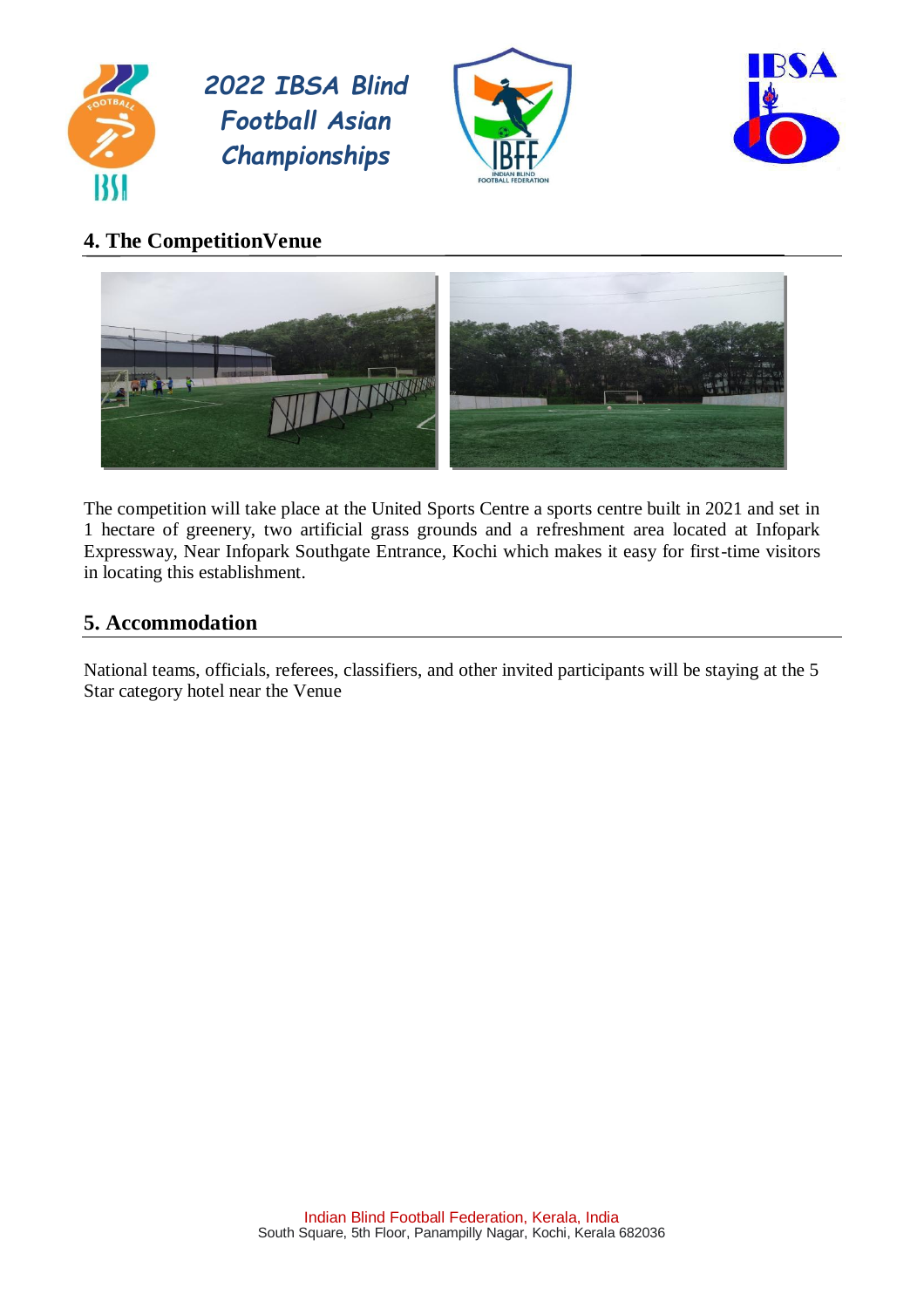## 4. The CompetitionVenue

The competition will take place at the United Sports Centre a sports centre built in 2021 and set in 1 hectare of greenery, two artificial grass grounds and a refreshment area located at Infopark Expressway, Near Infopark Southgate Entrance, Kochi which makes it easy for first-time visitors in locating this establishment.

## 5. Accommodation

National teams, officials, referees, classifiers, and other invited participants will be staying at the 5 Star category hotel near the Venue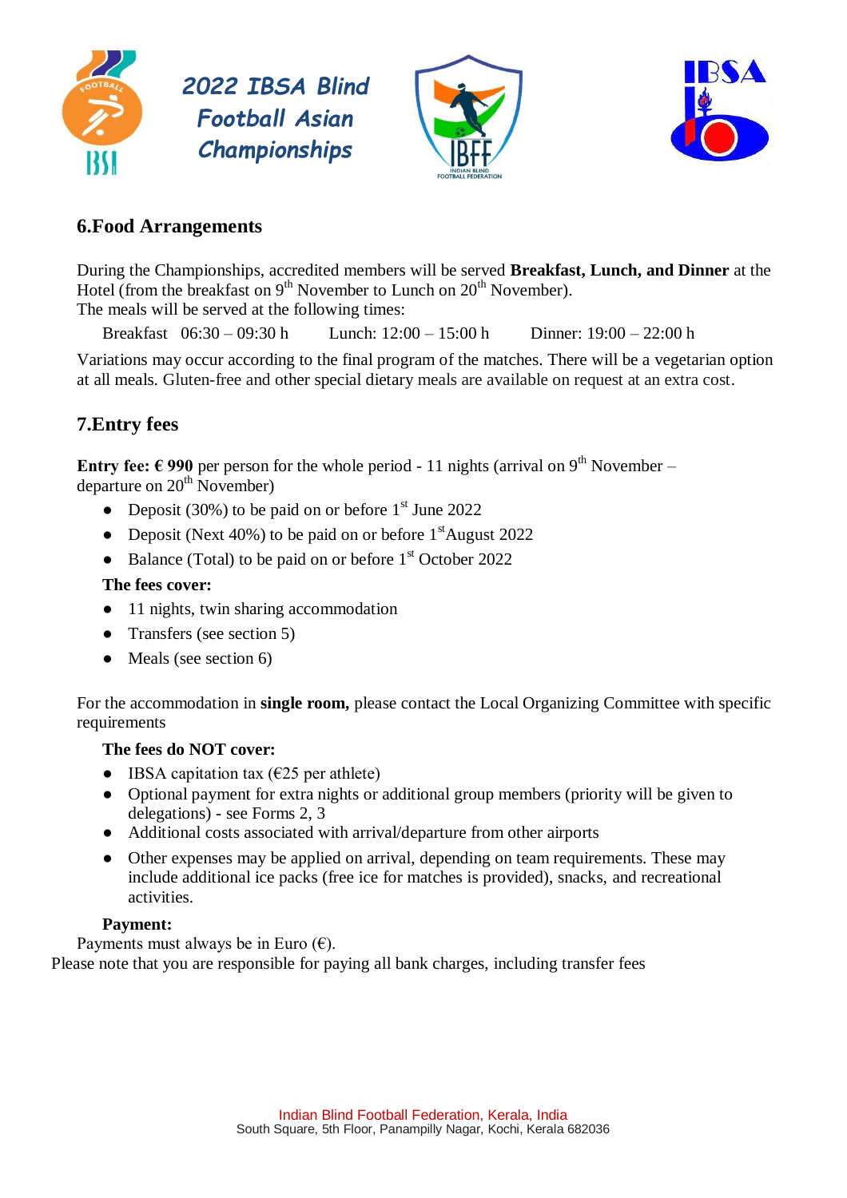## 6.Food Arrangements

During the Championships, accredited members will be served **Breakfast, Lunch, and Dinner** at the Hotel (from the breakfast on 9th November to Lunch on 20th November).
The meals will be served at the following times:

Breakfast 06:30 – 09:30 h  Lunch: 12:00 – 15:00 h  Dinner: 19:00 – 22:00 h

Variations may occur according to the final program of the matches. There will be a vegetarian option at all meals. Gluten-free and other special dietary meals are available on request at an extra cost.

## 7.Entry fees

**Entry fee: € 990** per person for the whole period - 11 nights (arrival on 9th November – departure on 20th November)

- Deposit (30%) to be paid on or before 1st June 2022
- Deposit (Next 40%) to be paid on or before 1st August 2022
- Balance (Total) to be paid on or before 1st October 2022

**The fees cover:**

- 11 nights, twin sharing accommodation
- Transfers (see section 5)
- Meals (see section 6)

For the accommodation in **single room,** please contact the Local Organizing Committee with specific requirements

**The fees do NOT cover:**

- IBSA capitation tax (€25 per athlete)
- Optional payment for extra nights or additional group members (priority will be given to delegations) - see Forms 2, 3
- Additional costs associated with arrival/departure from other airports
- Other expenses may be applied on arrival, depending on team requirements. These may include additional ice packs (free ice for matches is provided), snacks, and recreational activities.

**Payment:**

Payments must always be in Euro (€).
Please note that you are responsible for paying all bank charges, including transfer fees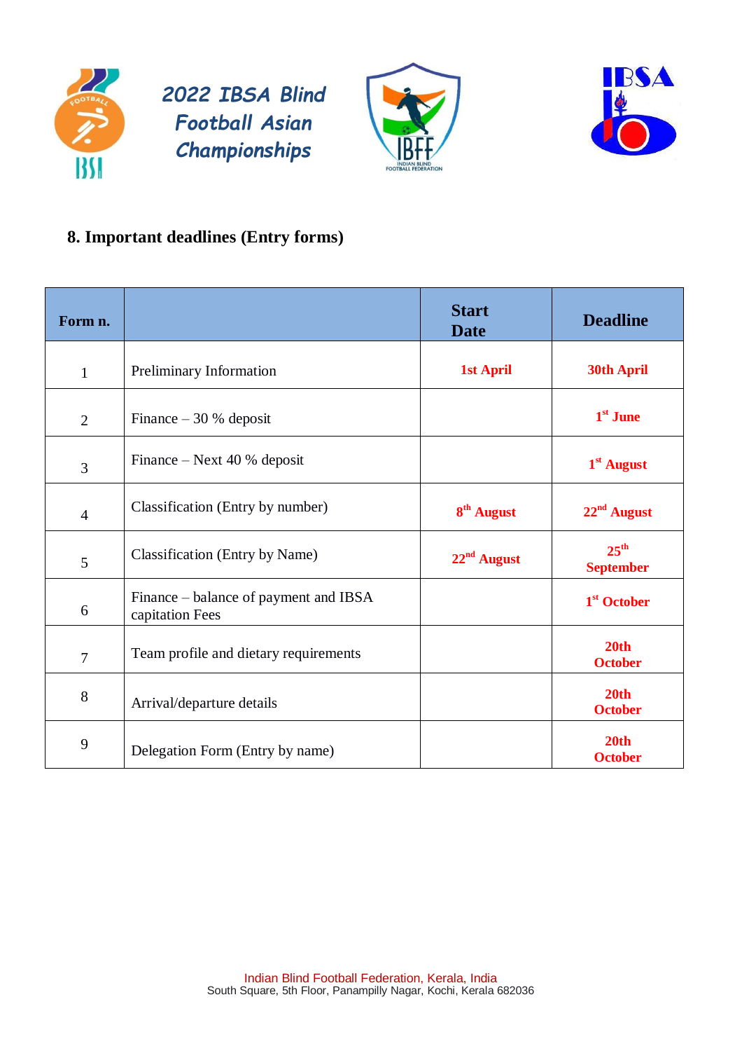## 8. Important deadlines (Entry forms)

| Form n. | | Start Date | Deadline |
|---|---|---|---|
| 1 | Preliminary Information | 1st April | 30th April |
| 2 | Finance – 30 % deposit | | 1st June |
| 3 | Finance – Next 40 % deposit | | 1st August |
| 4 | Classification (Entry by number) | 8th August | 22nd August |
| 5 | Classification (Entry by Name) | 22nd August | 25th September |
| 6 | Finance – balance of payment and IBSA capitation Fees | | 1st October |
| 7 | Team profile and dietary requirements | | 20th October |
| 8 | Arrival/departure details | | 20th October |
| 9 | Delegation Form (Entry by name) | | 20th October |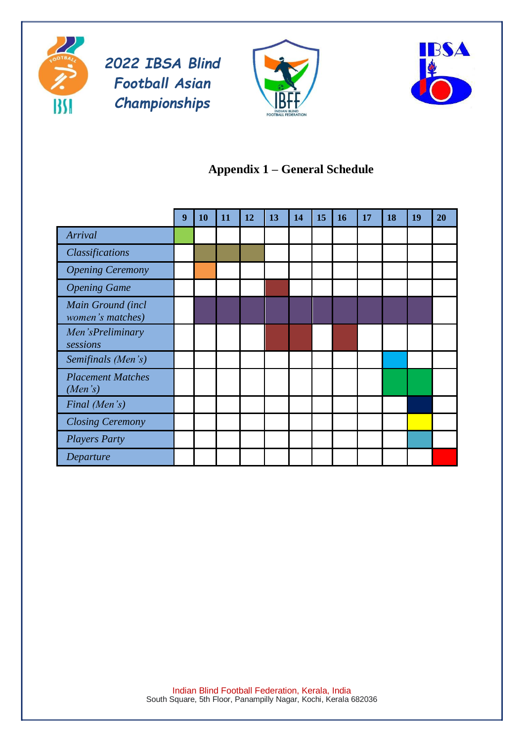## Appendix 1 – General Schedule

|  | 9 | 10 | 11 | 12 | 13 | 14 | 15 | 16 | 17 | 18 | 19 | 20 |
|---|---|---|---|---|---|---|---|---|---|---|---|---|
| *Arrival* | ■ |  |  |  |  |  |  |  |  |  |  |  |
| *Classifications* |  | ■ | ■ | ■ |  |  |  |  |  |  |  |  |
| *Opening Ceremony* |  | ■ |  |  |  |  |  |  |  |  |  |  |
| *Opening Game* |  |  |  |  | ■ |  |  |  |  |  |  |  |
| *Main Ground (incl women's matches)* |  | ■ | ■ | ■ | ■ | ■ | ■ | ■ | ■ | ■ | ■ |  |
| *Men'sPreliminary sessions* |  |  |  |  | ■ | ■ |  | ■ |  |  |  |  |
| *Semifinals (Men's)* |  |  |  |  |  |  |  |  |  | ■ |  |  |
| *Placement Matches (Men's)* |  |  |  |  |  |  |  |  |  | ■ | ■ |  |
| *Final (Men's)* |  |  |  |  |  |  |  |  |  |  | ■ |  |
| *Closing Ceremony* |  |  |  |  |  |  |  |  |  |  | ■ |  |
| *Players Party* |  |  |  |  |  |  |  |  |  |  | ■ |  |
| *Departure* |  |  |  |  |  |  |  |  |  |  |  | ■ |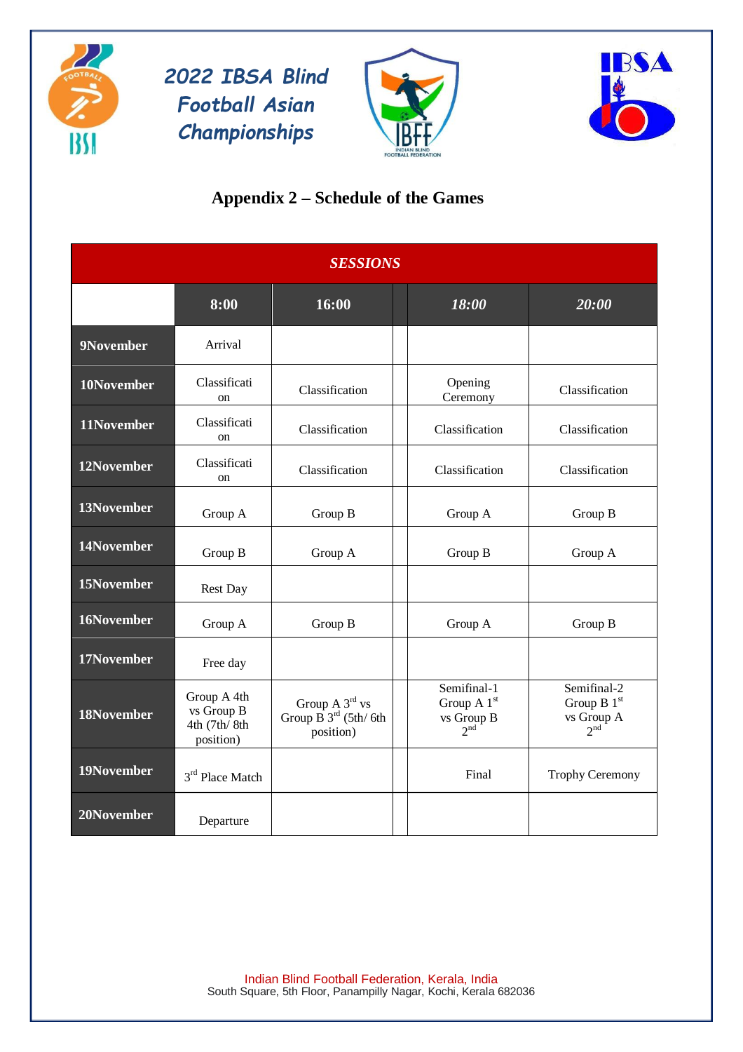# 2022 IBSA Blind Football Asian Championships

## Appendix 2 – Schedule of the Games

| *SESSIONS* | | | | |
|---|---|---|---|---|
| | 8:00 | 16:00 | *18:00* | *20:00* |
| 9November | Arrival | | | |
| 10November | Classification | Classification | Opening Ceremony | Classification |
| 11November | Classification | Classification | Classification | Classification |
| 12November | Classification | Classification | Classification | Classification |
| 13November | Group A | Group B | Group A | Group B |
| 14November | Group B | Group A | Group B | Group A |
| 15November | Rest Day | | | |
| 16November | Group A | Group B | Group A | Group B |
| 17November | Free day | | | |
| 18November | Group A 4th vs Group B 4th (7th/ 8th position) | Group A 3rd vs Group B 3rd (5th/ 6th position) | Semifinal-1 Group A 1st vs Group B 2nd | Semifinal-2 Group B 1st vs Group A 2nd |
| 19November | 3rd Place Match | | Final | Trophy Ceremony |
| 20November | Departure | | | |

Indian Blind Football Federation, Kerala, India
South Square, 5th Floor, Panampilly Nagar, Kochi, Kerala 682036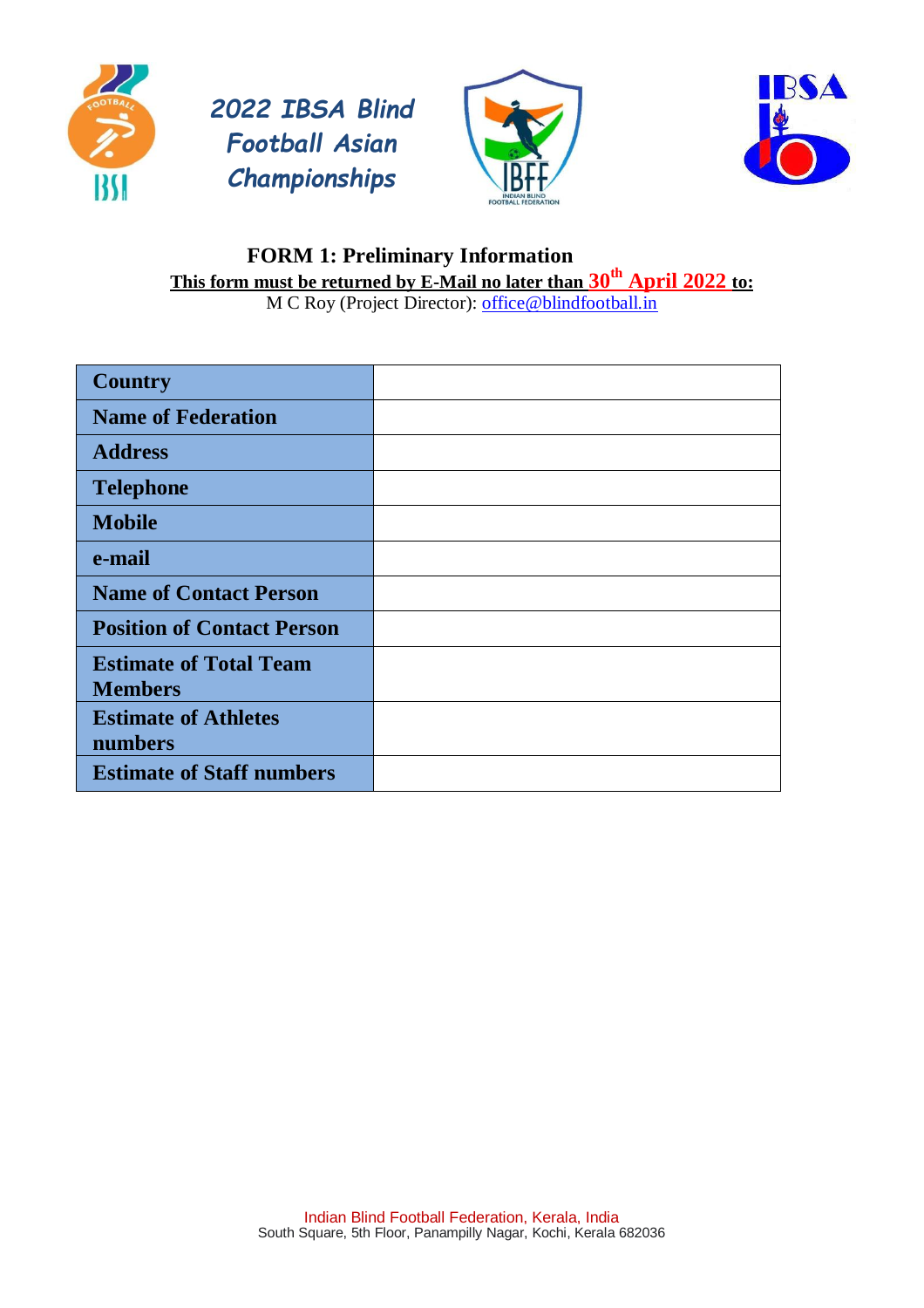*2022 IBSA Blind Football Asian Championships*

## FORM 1: Preliminary Information

**This form must be returned by E-Mail no later than 30th April 2022 to:**

M C Roy (Project Director): office@blindfootball.in

| | |
|---|---|
| **Country** | |
| **Name of Federation** | |
| **Address** | |
| **Telephone** | |
| **Mobile** | |
| **e-mail** | |
| **Name of Contact Person** | |
| **Position of Contact Person** | |
| **Estimate of Total Team Members** | |
| **Estimate of Athletes numbers** | |
| **Estimate of Staff numbers** | |

Indian Blind Football Federation, Kerala, India
South Square, 5th Floor, Panampilly Nagar, Kochi, Kerala 682036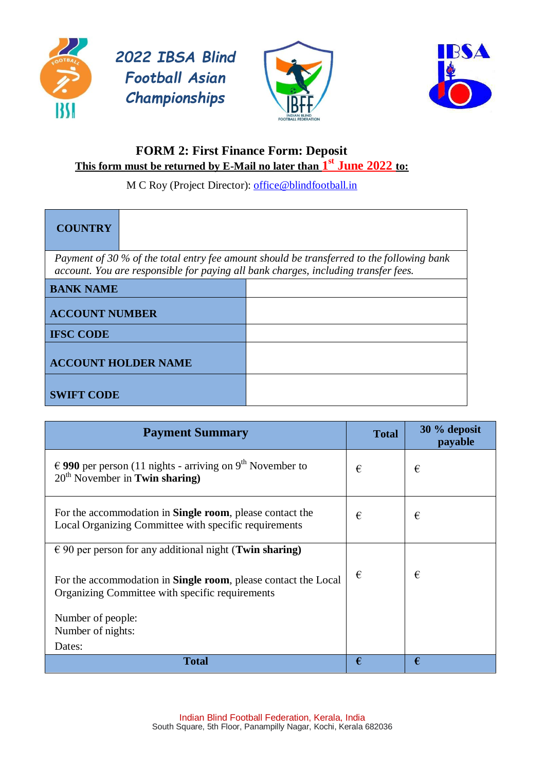2022 IBSA Blind Football Asian Championships

## FORM 2: First Finance Form: Deposit

**This form must be returned by E-Mail no later than 1st June 2022 to:**

M C Roy (Project Director): office@blindfootball.in

| **COUNTRY** | |
|---|---|
| *Payment of 30 % of the total entry fee amount should be transferred to the following bank account. You are responsible for paying all bank charges, including transfer fees.* | |
| **BANK NAME** | |
| **ACCOUNT NUMBER** | |
| **IFSC CODE** | |
| **ACCOUNT HOLDER NAME** | |
| **SWIFT CODE** | |

| **Payment Summary** | **Total** | **30 % deposit payable** |
|---|---|---|
| € **990** per person (11 nights - arriving on 9th November to 20th November in **Twin sharing)** | € | € |
| For the accommodation in **Single room**, please contact the Local Organizing Committee with specific requirements | € | € |
| € 90 per person for any additional night (**Twin sharing)**<br><br>For the accommodation in **Single room**, please contact the Local Organizing Committee with specific requirements<br><br>Number of people:<br>Number of nights:<br>Dates: | € | € |
| **Total** | **€** | **€** |

Indian Blind Football Federation, Kerala, India
South Square, 5th Floor, Panampilly Nagar, Kochi, Kerala 682036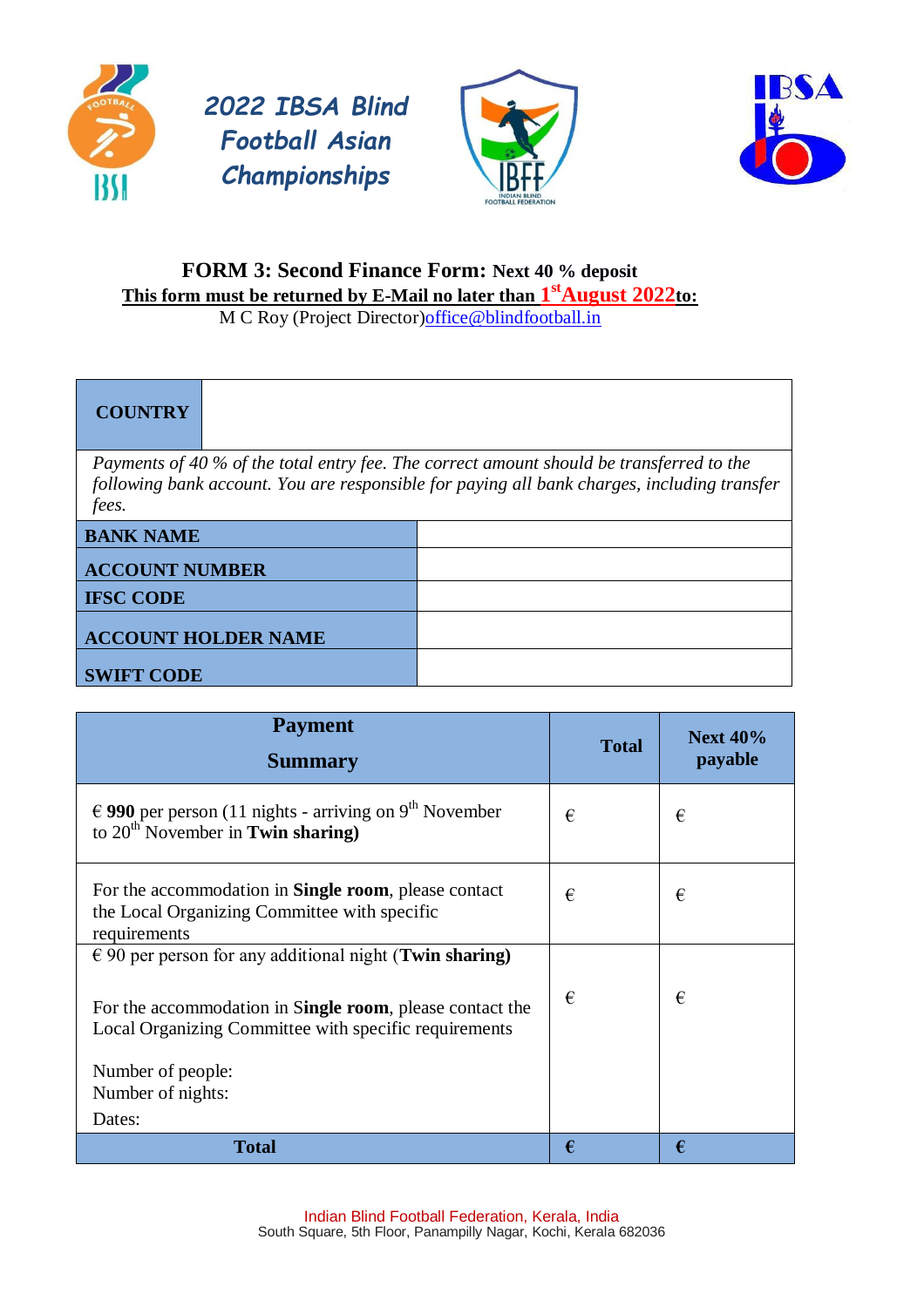2022 IBSA Blind Football Asian Championships

## FORM 3: Second Finance Form: Next 40 % deposit

**This form must be returned by E-Mail no later than 1st August 2022 to:**

M C Roy (Project Director) office@blindfootball.in

| **COUNTRY** | |
|---|---|
| *Payments of 40 % of the total entry fee. The correct amount should be transferred to the following bank account. You are responsible for paying all bank charges, including transfer fees.* | |
| **BANK NAME** | |
| **ACCOUNT NUMBER** | |
| **IFSC CODE** | |
| **ACCOUNT HOLDER NAME** | |
| **SWIFT CODE** | |

| **Payment Summary** | **Total** | **Next 40% payable** |
|---|---|---|
| € **990** per person (11 nights - arriving on 9th November to 20th November in **Twin sharing)** | € | € |
| For the accommodation in **Single room**, please contact the Local Organizing Committee with specific requirements | € | € |
| € 90 per person for any additional night (**Twin sharing)**<br><br>For the accommodation in **Single room**, please contact the Local Organizing Committee with specific requirements<br><br>Number of people:<br>Number of nights:<br>Dates: | € | € |
| **Total** | **€** | **€** |

Indian Blind Football Federation, Kerala, India
South Square, 5th Floor, Panampilly Nagar, Kochi, Kerala 682036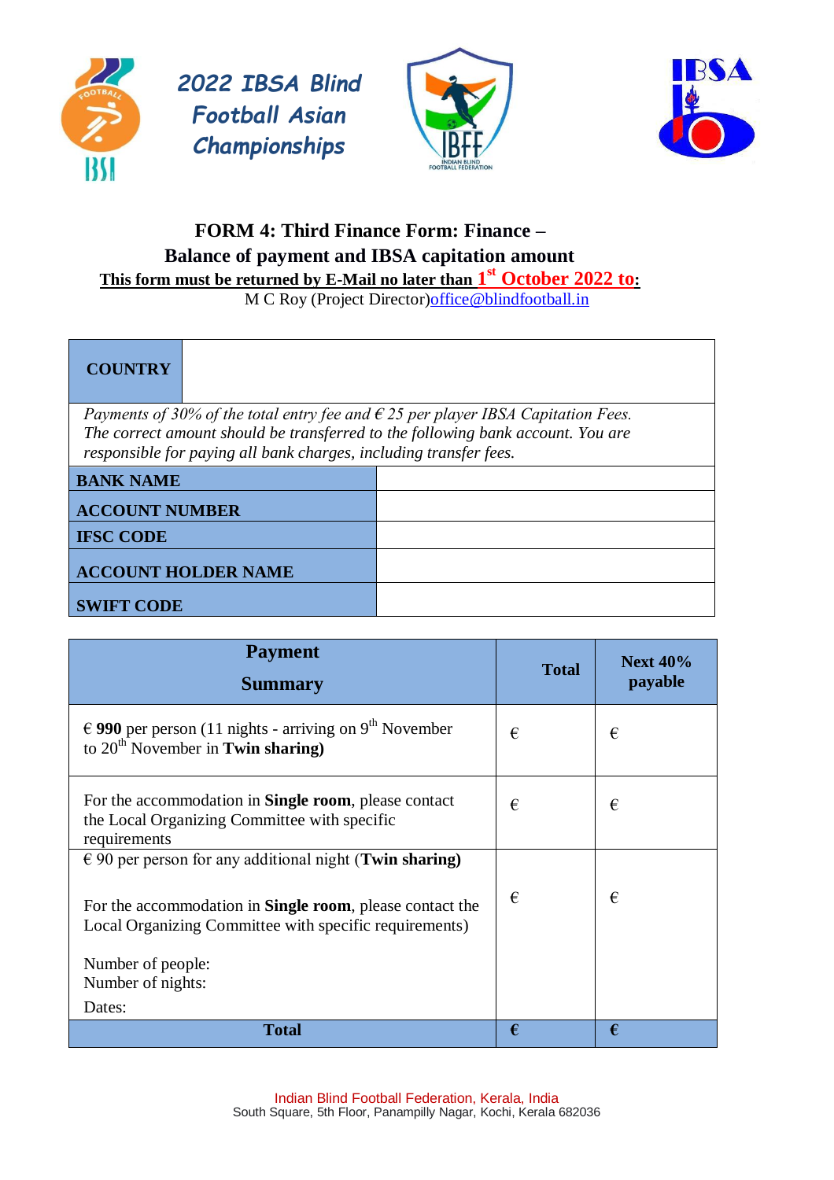2022 IBSA Blind Football Asian Championships

## FORM 4: Third Finance Form: Finance – Balance of payment and IBSA capitation amount

**This form must be returned by E-Mail no later than 1st October 2022 to:**

M C Roy (Project Director)office@blindfootball.in

| **COUNTRY** | |
|---|---|
| *Payments of 30% of the total entry fee and € 25 per player IBSA Capitation Fees. The correct amount should be transferred to the following bank account. You are responsible for paying all bank charges, including transfer fees.* | |
| **BANK NAME** | |
| **ACCOUNT NUMBER** | |
| **IFSC CODE** | |
| **ACCOUNT HOLDER NAME** | |
| **SWIFT CODE** | |

| **Payment Summary** | **Total** | **Next 40% payable** |
|---|---|---|
| € **990** per person (11 nights - arriving on 9th November to 20th November in **Twin sharing)** | € | € |
| For the accommodation in **Single room**, please contact the Local Organizing Committee with specific requirements | € | € |
| € 90 per person for any additional night (**Twin sharing)**<br><br>For the accommodation in **Single room**, please contact the Local Organizing Committee with specific requirements)<br><br>Number of people:<br>Number of nights:<br>Dates: | € | € |
| **Total** | **€** | **€** |

Indian Blind Football Federation, Kerala, India
South Square, 5th Floor, Panampilly Nagar, Kochi, Kerala 682036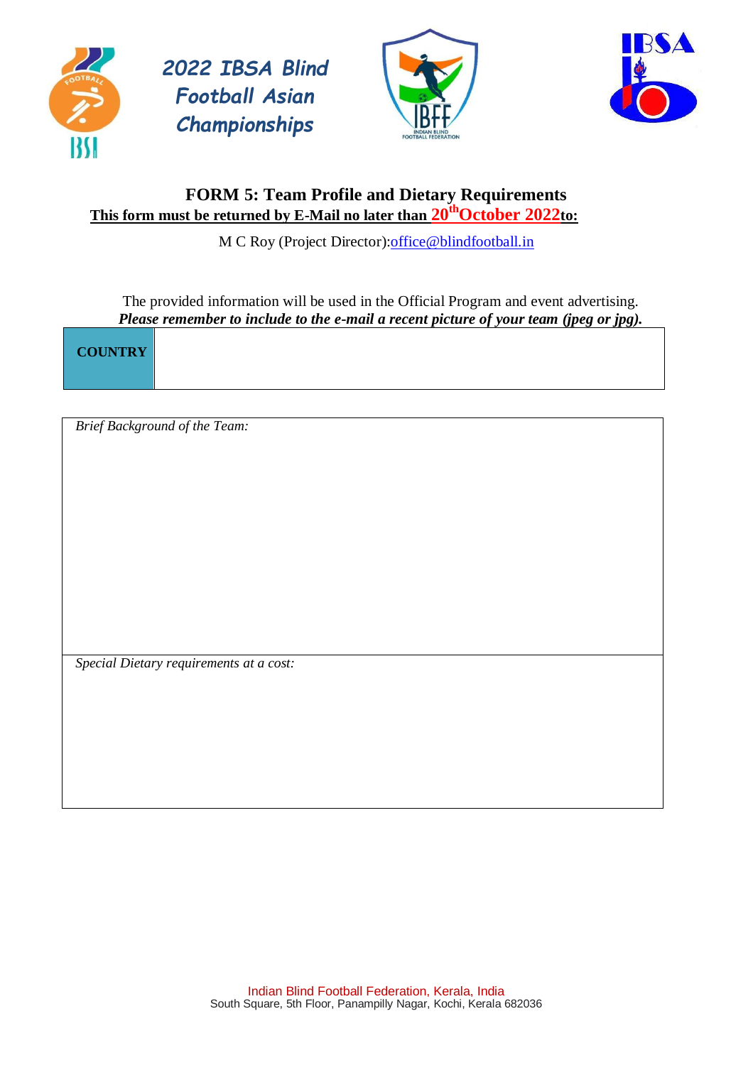# 2022 IBSA Blind Football Asian Championships

## FORM 5: Team Profile and Dietary Requirements

**This form must be returned by E-Mail no later than 20th October 2022 to:**

M C Roy (Project Director): office@blindfootball.in

The provided information will be used in the Official Program and event advertising.

***Please remember to include to the e-mail a recent picture of your team (jpeg or jpg).***

| **COUNTRY** | |
|---|---|

| *Brief Background of the Team:* |
|---|
| *Special Dietary requirements at a cost:* |

Indian Blind Football Federation, Kerala, India
South Square, 5th Floor, Panampilly Nagar, Kochi, Kerala 682036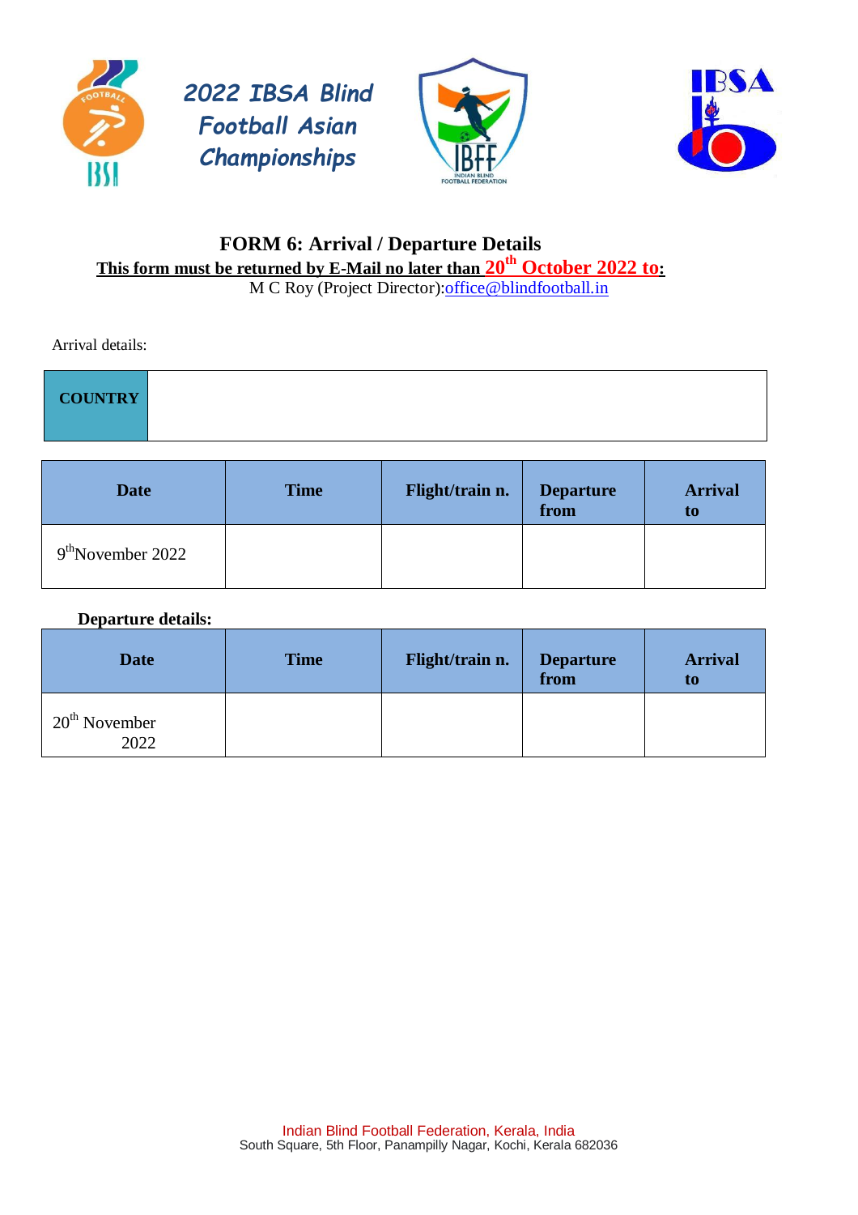2022 IBSA Blind Football Asian Championships

# FORM 6: Arrival / Departure Details

**This form must be returned by E-Mail no later than 20th October 2022 to:**

M C Roy (Project Director):office@blindfootball.in

Arrival details:

| **COUNTRY** | |
|---|---|

| Date | Time | Flight/train n. | Departure from | Arrival to |
|---|---|---|---|---|
| 9th November 2022 | | | | |

**Departure details:**

| Date | Time | Flight/train n. | Departure from | Arrival to |
|---|---|---|---|---|
| 20th November 2022 | | | | |

Indian Blind Football Federation, Kerala, India
South Square, 5th Floor, Panampilly Nagar, Kochi, Kerala 682036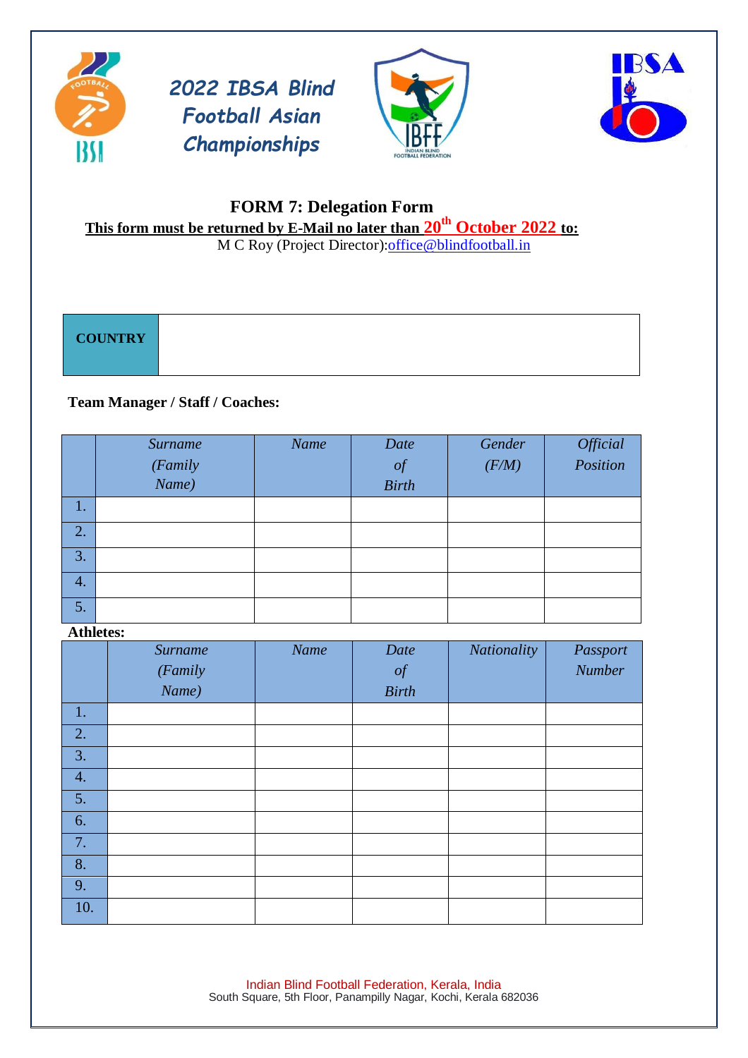2022 IBSA Blind Football Asian Championships

# FORM 7: Delegation Form

**This form must be returned by E-Mail no later than 20th October 2022 to:**

M C Roy (Project Director):office@blindfootball.in

| COUNTRY | |
|---|---|

**Team Manager / Staff / Coaches:**

| | *Surname (Family Name)* | *Name* | *Date of Birth* | *Gender (F/M)* | *Official Position* |
|---|---|---|---|---|---|
| 1. | | | | | |
| 2. | | | | | |
| 3. | | | | | |
| 4. | | | | | |
| 5. | | | | | |

**Athletes:**

| | *Surname (Family Name)* | *Name* | *Date of Birth* | *Nationality* | *Passport Number* |
|---|---|---|---|---|---|
| 1. | | | | | |
| 2. | | | | | |
| 3. | | | | | |
| 4. | | | | | |
| 5. | | | | | |
| 6. | | | | | |
| 7. | | | | | |
| 8. | | | | | |
| 9. | | | | | |
| 10. | | | | | |

Indian Blind Football Federation, Kerala, India
South Square, 5th Floor, Panampilly Nagar, Kochi, Kerala 682036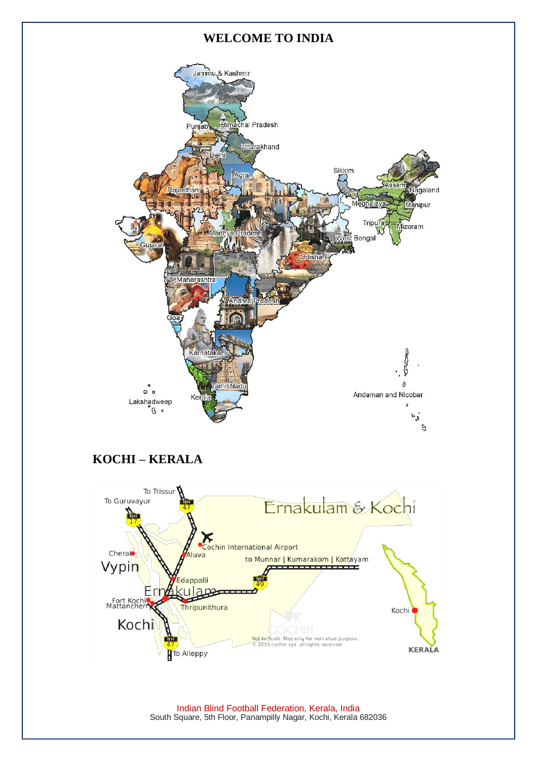# WELCOME TO INDIA

Jammu & Kashmir

Punjab

Himachal Pradesh

Uttarakhand

Delhi

Agra

Sikkim

Assam

Nagaland

Rajasthan

Meghalaya

Manipur

Tripura

Mizoram

Madhya Pradesh

West Bengal

Gujarat

Odisha

Maharashtra

Andhra Pradesh

Goa

Karnataka

Tamil Nadu

Kerala

Lakshadweep

Andaman and Nicobar

## KOCHI – KERALA

Ernakulam & Kochi

To Trissur

To Guruvayur

NH 47

NH 17

Cochin International Airport

Cherai

Aluva

Vypin

to Munnar | Kumarakom | Kottayam

Edappalli

NH 49

Ernakulam

Fort Kochi

Mattancheri

Thripunithura

Kochi

Kochi

NH 47

To Alleppy

Not to Scale. Map only for indicative purpose.
© 2015 cochin.xyz all rights reserved

KERALA

Indian Blind Football Federation, Kerala, India
South Square, 5th Floor, Panampilly Nagar, Kochi, Kerala 682036